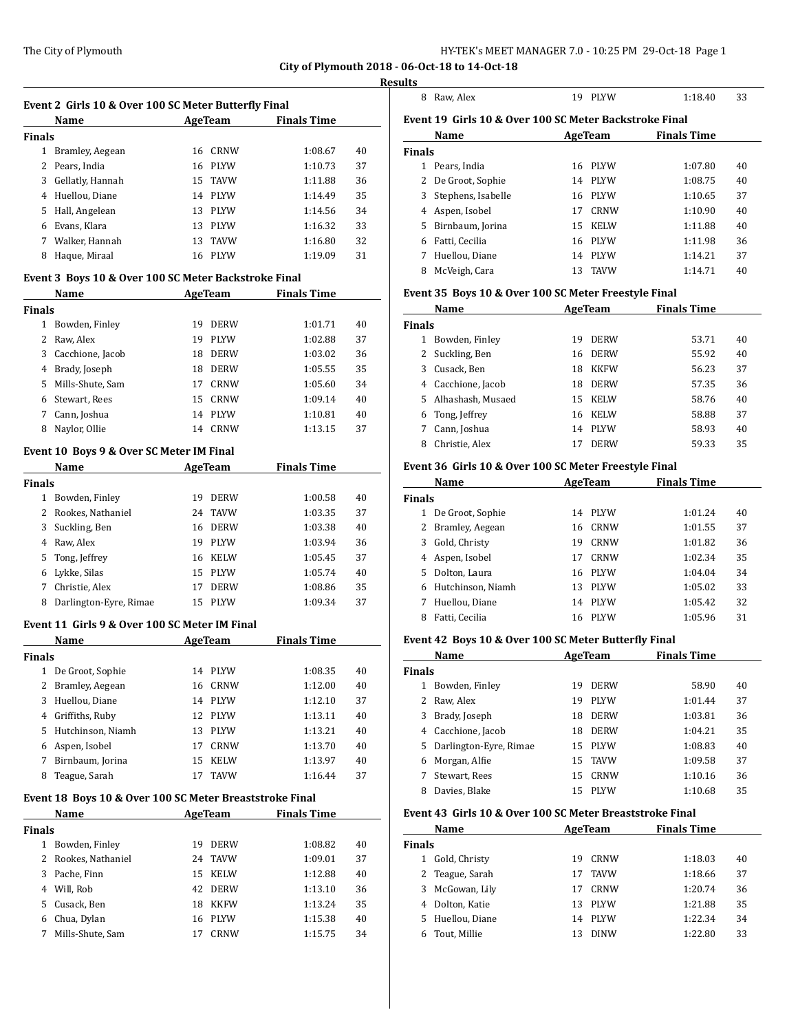**City of Plymouth 2018 - 06-Oct-18 to 14-Oct-18**

**Results**

### Event 2 Girls 10 & Over 100 SC Meter Butterfly Final

| | Name | Age | Team | Finals Time | |
|---|---|---|---|---|---|
| **Finals** | | | | | |
| 1 | Bramley, Aegean | 16 | CRNW | 1:08.67 | 40 |
| 2 | Pears, India | 16 | PLYW | 1:10.73 | 37 |
| 3 | Gellatly, Hannah | 15 | TAVW | 1:11.88 | 36 |
| 4 | Huellou, Diane | 14 | PLYW | 1:14.49 | 35 |
| 5 | Hall, Angelean | 13 | PLYW | 1:14.56 | 34 |
| 6 | Evans, Klara | 13 | PLYW | 1:16.32 | 33 |
| 7 | Walker, Hannah | 13 | TAVW | 1:16.80 | 32 |
| 8 | Haque, Miraal | 16 | PLYW | 1:19.09 | 31 |

### Event 3 Boys 10 & Over 100 SC Meter Backstroke Final

| | Name | Age | Team | Finals Time | |
|---|---|---|---|---|---|
| **Finals** | | | | | |
| 1 | Bowden, Finley | 19 | DERW | 1:01.71 | 40 |
| 2 | Raw, Alex | 19 | PLYW | 1:02.88 | 37 |
| 3 | Cacchione, Jacob | 18 | DERW | 1:03.02 | 36 |
| 4 | Brady, Joseph | 18 | DERW | 1:05.55 | 35 |
| 5 | Mills-Shute, Sam | 17 | CRNW | 1:05.60 | 34 |
| 6 | Stewart, Rees | 15 | CRNW | 1:09.14 | 40 |
| 7 | Cann, Joshua | 14 | PLYW | 1:10.81 | 40 |
| 8 | Naylor, Ollie | 14 | CRNW | 1:13.15 | 37 |

### Event 10 Boys 9 & Over SC Meter IM Final

| | Name | Age | Team | Finals Time | |
|---|---|---|---|---|---|
| **Finals** | | | | | |
| 1 | Bowden, Finley | 19 | DERW | 1:00.58 | 40 |
| 2 | Rookes, Nathaniel | 24 | TAVW | 1:03.35 | 37 |
| 3 | Suckling, Ben | 16 | DERW | 1:03.38 | 40 |
| 4 | Raw, Alex | 19 | PLYW | 1:03.94 | 36 |
| 5 | Tong, Jeffrey | 16 | KELW | 1:05.45 | 37 |
| 6 | Lykke, Silas | 15 | PLYW | 1:05.74 | 40 |
| 7 | Christie, Alex | 17 | DERW | 1:08.86 | 35 |
| 8 | Darlington-Eyre, Rimae | 15 | PLYW | 1:09.34 | 37 |

### Event 11 Girls 9 & Over 100 SC Meter IM Final

| | Name | Age | Team | Finals Time | |
|---|---|---|---|---|---|
| **Finals** | | | | | |
| 1 | De Groot, Sophie | 14 | PLYW | 1:08.35 | 40 |
| 2 | Bramley, Aegean | 16 | CRNW | 1:12.00 | 40 |
| 3 | Huellou, Diane | 14 | PLYW | 1:12.10 | 37 |
| 4 | Griffiths, Ruby | 12 | PLYW | 1:13.11 | 40 |
| 5 | Hutchinson, Niamh | 13 | PLYW | 1:13.21 | 40 |
| 6 | Aspen, Isobel | 17 | CRNW | 1:13.70 | 40 |
| 7 | Birnbaum, Jorina | 15 | KELW | 1:13.97 | 40 |
| 8 | Teague, Sarah | 17 | TAVW | 1:16.44 | 37 |

### Event 18 Boys 10 & Over 100 SC Meter Breaststroke Final

| | Name | Age | Team | Finals Time | |
|---|---|---|---|---|---|
| **Finals** | | | | | |
| 1 | Bowden, Finley | 19 | DERW | 1:08.82 | 40 |
| 2 | Rookes, Nathaniel | 24 | TAVW | 1:09.01 | 37 |
| 3 | Pache, Finn | 15 | KELW | 1:12.88 | 40 |
| 4 | Will, Rob | 42 | DERW | 1:13.10 | 36 |
| 5 | Cusack, Ben | 18 | KKFW | 1:13.24 | 35 |
| 6 | Chua, Dylan | 16 | PLYW | 1:15.38 | 40 |
| 7 | Mills-Shute, Sam | 17 | CRNW | 1:15.75 | 34 |
| 8 | Raw, Alex | 19 | PLYW | 1:18.40 | 33 |

### Event 19 Girls 10 & Over 100 SC Meter Backstroke Final

| | Name | Age | Team | Finals Time | |
|---|---|---|---|---|---|
| **Finals** | | | | | |
| 1 | Pears, India | 16 | PLYW | 1:07.80 | 40 |
| 2 | De Groot, Sophie | 14 | PLYW | 1:08.75 | 40 |
| 3 | Stephens, Isabelle | 16 | PLYW | 1:10.65 | 37 |
| 4 | Aspen, Isobel | 17 | CRNW | 1:10.90 | 40 |
| 5 | Birnbaum, Jorina | 15 | KELW | 1:11.88 | 40 |
| 6 | Fatti, Cecilia | 16 | PLYW | 1:11.98 | 36 |
| 7 | Huellou, Diane | 14 | PLYW | 1:14.21 | 37 |
| 8 | McVeigh, Cara | 13 | TAVW | 1:14.71 | 40 |

### Event 35 Boys 10 & Over 100 SC Meter Freestyle Final

| | Name | Age | Team | Finals Time | |
|---|---|---|---|---|---|
| **Finals** | | | | | |
| 1 | Bowden, Finley | 19 | DERW | 53.71 | 40 |
| 2 | Suckling, Ben | 16 | DERW | 55.92 | 40 |
| 3 | Cusack, Ben | 18 | KKFW | 56.23 | 37 |
| 4 | Cacchione, Jacob | 18 | DERW | 57.35 | 36 |
| 5 | Alhashash, Musaed | 15 | KELW | 58.76 | 40 |
| 6 | Tong, Jeffrey | 16 | KELW | 58.88 | 37 |
| 7 | Cann, Joshua | 14 | PLYW | 58.93 | 40 |
| 8 | Christie, Alex | 17 | DERW | 59.33 | 35 |

### Event 36 Girls 10 & Over 100 SC Meter Freestyle Final

| | Name | Age | Team | Finals Time | |
|---|---|---|---|---|---|
| **Finals** | | | | | |
| 1 | De Groot, Sophie | 14 | PLYW | 1:01.24 | 40 |
| 2 | Bramley, Aegean | 16 | CRNW | 1:01.55 | 37 |
| 3 | Gold, Christy | 19 | CRNW | 1:01.82 | 36 |
| 4 | Aspen, Isobel | 17 | CRNW | 1:02.34 | 35 |
| 5 | Dolton, Laura | 16 | PLYW | 1:04.04 | 34 |
| 6 | Hutchinson, Niamh | 13 | PLYW | 1:05.02 | 33 |
| 7 | Huellou, Diane | 14 | PLYW | 1:05.42 | 32 |
| 8 | Fatti, Cecilia | 16 | PLYW | 1:05.96 | 31 |

### Event 42 Boys 10 & Over 100 SC Meter Butterfly Final

| | Name | Age | Team | Finals Time | |
|---|---|---|---|---|---|
| **Finals** | | | | | |
| 1 | Bowden, Finley | 19 | DERW | 58.90 | 40 |
| 2 | Raw, Alex | 19 | PLYW | 1:01.44 | 37 |
| 3 | Brady, Joseph | 18 | DERW | 1:03.81 | 36 |
| 4 | Cacchione, Jacob | 18 | DERW | 1:04.21 | 35 |
| 5 | Darlington-Eyre, Rimae | 15 | PLYW | 1:08.83 | 40 |
| 6 | Morgan, Alfie | 15 | TAVW | 1:09.58 | 37 |
| 7 | Stewart, Rees | 15 | CRNW | 1:10.16 | 36 |
| 8 | Davies, Blake | 15 | PLYW | 1:10.68 | 35 |

### Event 43 Girls 10 & Over 100 SC Meter Breaststroke Final

| | Name | Age | Team | Finals Time | |
|---|---|---|---|---|---|
| **Finals** | | | | | |
| 1 | Gold, Christy | 19 | CRNW | 1:18.03 | 40 |
| 2 | Teague, Sarah | 17 | TAVW | 1:18.66 | 37 |
| 3 | McGowan, Lily | 17 | CRNW | 1:20.74 | 36 |
| 4 | Dolton, Katie | 13 | PLYW | 1:21.88 | 35 |
| 5 | Huellou, Diane | 14 | PLYW | 1:22.34 | 34 |
| 6 | Tout, Millie | 13 | DINW | 1:22.80 | 33 |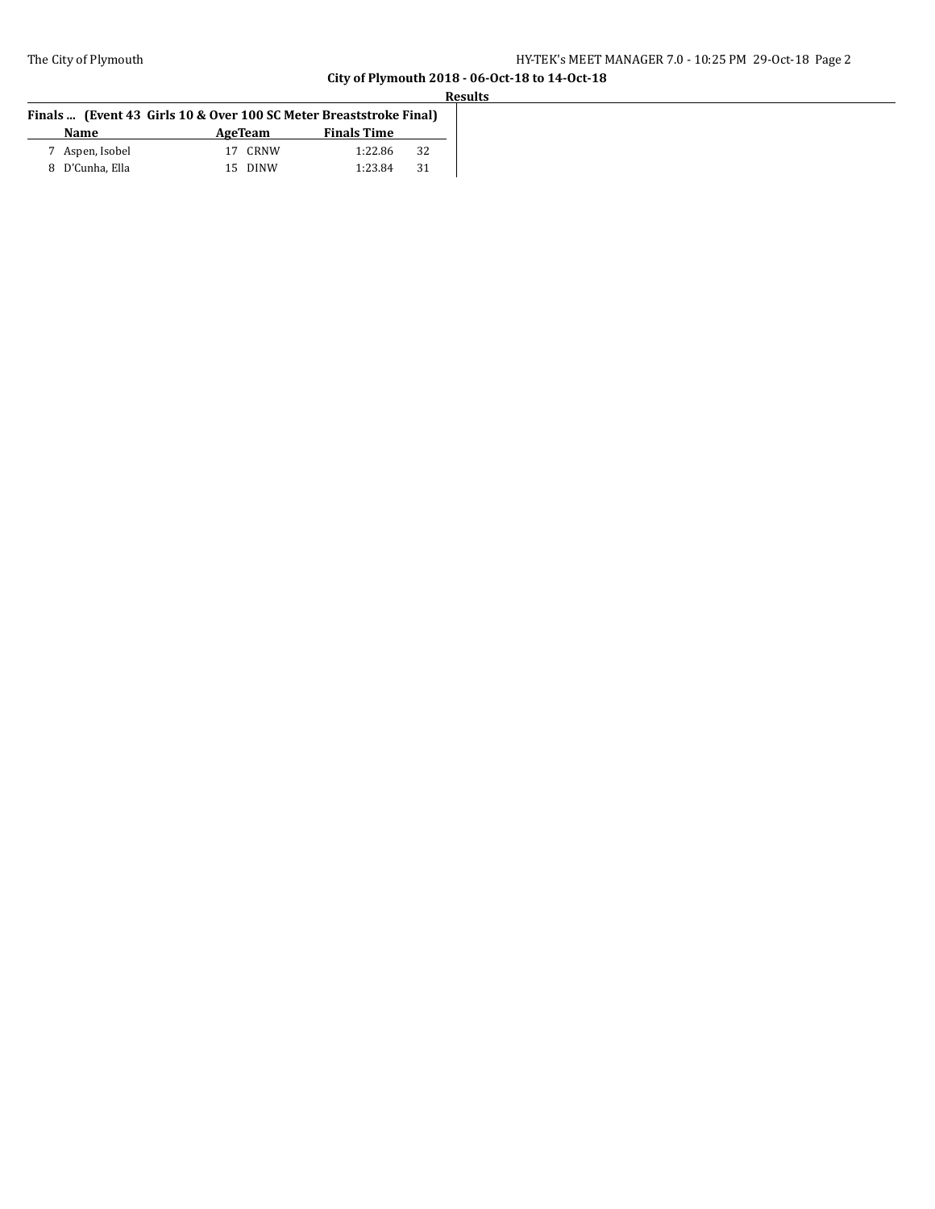**City of Plymouth 2018 - 06-Oct-18 to 14-Oct-18**

**Results**

**Finals ... (Event 43 Girls 10 & Over 100 SC Meter Breaststroke Final)**

| | Name | Age | Team | Finals Time | |
|---|---|---|---|---|---|
| 7 | Aspen, Isobel | 17 | CRNW | 1:22.86 | 32 |
| 8 | D'Cunha, Ella | 15 | DINW | 1:23.84 | 31 |